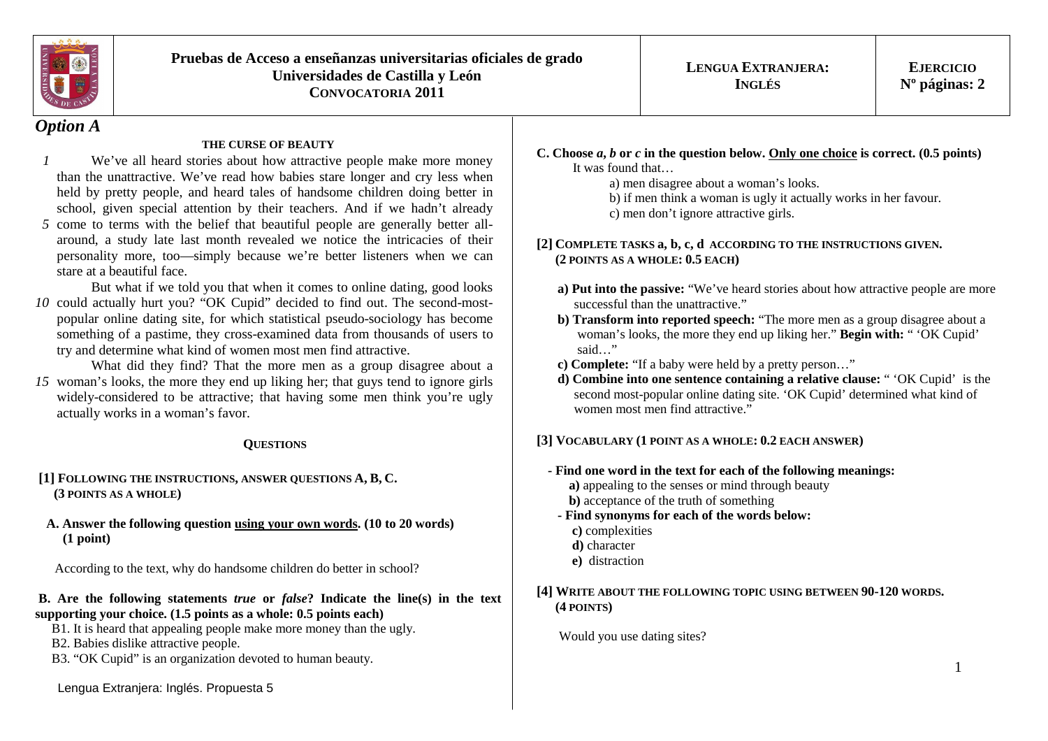| | | | |
|---|---|---|---|
| | **Pruebas de Acceso a enseñanzas universitarias oficiales de grado**<br>**Universidades de Castilla y León**<br>**CONVOCATORIA 2011** | **LENGUA EXTRANJERA: INGLÉS** | **EJERCICIO**<br>**Nº páginas: 2** |

## *Option A*

### THE CURSE OF BEAUTY

We've all heard stories about how attractive people make more money than the unattractive. We've read how babies stare longer and cry less when held by pretty people, and heard tales of handsome children doing better in school, given special attention by their teachers. And if we hadn't already come to terms with the belief that beautiful people are generally better all-around, a study late last month revealed we notice the intricacies of their personality more, too—simply because we're better listeners when we can stare at a beautiful face.

But what if we told you that when it comes to online dating, good looks could actually hurt you? "OK Cupid" decided to find out. The second-most-popular online dating site, for which statistical pseudo-sociology has become something of a pastime, they cross-examined data from thousands of users to try and determine what kind of women most men find attractive.

What did they find? That the more men as a group disagree about a woman's looks, the more they end up liking her; that guys tend to ignore girls widely-considered to be attractive; that having some men think you're ugly actually works in a woman's favor.

### QUESTIONS

**[1] FOLLOWING THE INSTRUCTIONS, ANSWER QUESTIONS A, B, C. (3 POINTS AS A WHOLE)**

**A. Answer the following question using your own words. (10 to 20 words) (1 point)**

According to the text, why do handsome children do better in school?

**B. Are the following statements *true* or *false*? Indicate the line(s) in the text supporting your choice. (1.5 points as a whole: 0.5 points each)**

B1. It is heard that appealing people make more money than the ugly.
B2. Babies dislike attractive people.
B3. "OK Cupid" is an organization devoted to human beauty.

**C. Choose *a*, *b* or *c* in the question below. Only one choice is correct. (0.5 points)**

It was found that…

a) men disagree about a woman's looks.
b) if men think a woman is ugly it actually works in her favour.
c) men don't ignore attractive girls.

**[2] COMPLETE TASKS a, b, c, d ACCORDING TO THE INSTRUCTIONS GIVEN. (2 POINTS AS A WHOLE: 0.5 EACH)**

**a) Put into the passive:** "We've heard stories about how attractive people are more successful than the unattractive."

**b) Transform into reported speech:** "The more men as a group disagree about a woman's looks, the more they end up liking her." **Begin with:** " 'OK Cupid' said…"

**c) Complete:** "If a baby were held by a pretty person…"

**d) Combine into one sentence containing a relative clause:** " 'OK Cupid' is the second most-popular online dating site. 'OK Cupid' determined what kind of women most men find attractive."

**[3] VOCABULARY (1 POINT AS A WHOLE: 0.2 EACH ANSWER)**

**- Find one word in the text for each of the following meanings:**

**a)** appealing to the senses or mind through beauty
**b)** acceptance of the truth of something

**- Find synonyms for each of the words below:**

**c)** complexities
**d)** character
**e)** distraction

**[4] WRITE ABOUT THE FOLLOWING TOPIC USING BETWEEN 90-120 WORDS. (4 POINTS)**

Would you use dating sites?

Lengua Extranjera: Inglés. Propuesta 5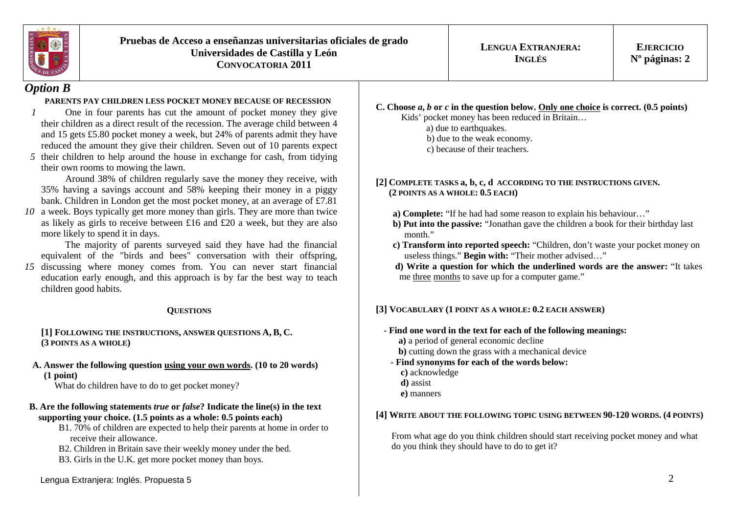**Pruebas de Acceso a enseñanzas universitarias oficiales de grado**
**Universidades de Castilla y León**
**CONVOCATORIA 2011**

**LENGUA EXTRANJERA: INGLÉS**

**EJERCICIO**
**Nº páginas: 2**

## *Option B*

### PARENTS PAY CHILDREN LESS POCKET MONEY BECAUSE OF RECESSION

*1* One in four parents has cut the amount of pocket money they give their children as a direct result of the recession. The average child between 4 and 15 gets £5.80 pocket money a week, but 24% of parents admit they have reduced the amount they give their children. Seven out of 10 parents expect *5* their children to help around the house in exchange for cash, from tidying their own rooms to mowing the lawn.

Around 38% of children regularly save the money they receive, with 35% having a savings account and 58% keeping their money in a piggy bank. Children in London get the most pocket money, at an average of £7.81 *10* a week. Boys typically get more money than girls. They are more than twice as likely as girls to receive between £16 and £20 a week, but they are also more likely to spend it in days.

The majority of parents surveyed said they have had the financial equivalent of the "birds and bees" conversation with their offspring, *15* discussing where money comes from. You can never start financial education early enough, and this approach is by far the best way to teach children good habits.

### QUESTIONS

**[1] FOLLOWING THE INSTRUCTIONS, ANSWER QUESTIONS A, B, C. (3 POINTS AS A WHOLE)**

**A. Answer the following question using your own words. (10 to 20 words) (1 point)**

What do children have to do to get pocket money?

**B. Are the following statements *true* or *false*? Indicate the line(s) in the text supporting your choice. (1.5 points as a whole: 0.5 points each)**

B1. 70% of children are expected to help their parents at home in order to receive their allowance.

B2. Children in Britain save their weekly money under the bed.

B3. Girls in the U.K. get more pocket money than boys.

**C. Choose *a*, *b* or *c* in the question below. Only one choice is correct. (0.5 points)**

Kids' pocket money has been reduced in Britain…

a) due to earthquakes.
b) due to the weak economy.
c) because of their teachers.

**[2] COMPLETE TASKS a, b, c, d ACCORDING TO THE INSTRUCTIONS GIVEN. (2 POINTS AS A WHOLE: 0.5 EACH)**

**a) Complete:** "If he had had some reason to explain his behaviour…"

**b) Put into the passive:** "Jonathan gave the children a book for their birthday last month."

**c) Transform into reported speech:** "Children, don't waste your pocket money on useless things." **Begin with:** "Their mother advised…"

**d) Write a question for which the underlined words are the answer:** "It takes me three months to save up for a computer game."

**[3] VOCABULARY (1 POINT AS A WHOLE: 0.2 EACH ANSWER)**

**- Find one word in the text for each of the following meanings:**

**a)** a period of general economic decline
**b)** cutting down the grass with a mechanical device

**- Find synonyms for each of the words below:**

**c)** acknowledge
**d)** assist
**e)** manners

**[4] WRITE ABOUT THE FOLLOWING TOPIC USING BETWEEN 90-120 WORDS. (4 POINTS)**

From what age do you think children should start receiving pocket money and what do you think they should have to do to get it?

Lengua Extranjera: Inglés. Propuesta 5